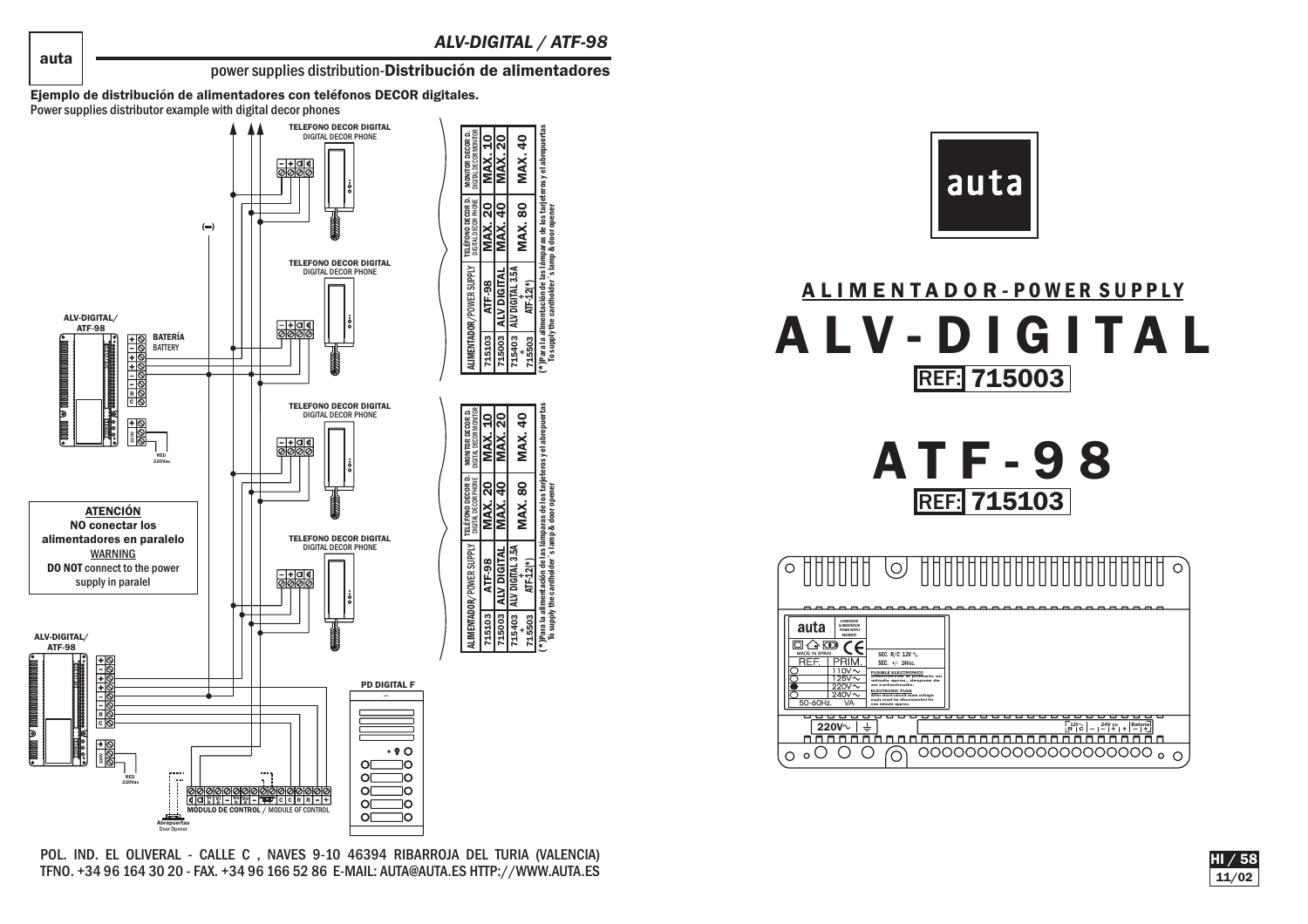## ALV-DIGITAL / ATF-98

power supplies distribution-**Distribución de alimentadores**

**Ejemplo de distribución de alimentadores con teléfonos DECOR digitales.**
Power supplies distributor example with digital decor phones

TELEFONO DECOR DIGITAL
DIGITAL DECOR PHONE

TELEFONO DECOR DIGITAL
DIGITAL DECOR PHONE

TELEFONO DECOR DIGITAL
DIGITAL DECOR PHONE

TELEFONO DECOR DIGITAL
DIGITAL DECOR PHONE

ALV-DIGITAL/
ATF-98

BATERÍA
BATTERY

RED
220Vac

ALV-DIGITAL/
ATF-98

RED
220Vac

PD DIGITAL F

Abrepuertas
Door Opener

MÓDULO DE CONTROL / MODULE OF CONTROL

**ATENCIÓN**
**NO conectar los alimentadores en paralelo**
WARNING
**DO NOT** connect to the power supply in paralel

| ALIMENTADOR/POWER SUPPLY | | TELÉFONO DECOR D. DIGITAL DECOR PHONE | MONITOR DECOR D. DIGITAL DECOR MONITOR |
|---|---|---|---|
| 715103 | ATF-98 | MAX. 20 | MAX. 10 |
| 715003 | ALV DIGITAL | MAX. 40 | MAX. 20 |
| 715403 + 715503 | ALV DIGITAL 3.5A + ATF-12(*) | MAX. 80 | MAX. 40 |

(*)Para la alimentación de las lámparas de los tarjeteros y el abrepuertas
To supply the cardholder´s lamp & door opener

| ALIMENTADOR/POWER SUPPLY | | TELÉFONO DECOR D. DIGITAL DECOR PHONE | MONITOR DECOR D. DIGITAL DECOR MONITOR |
|---|---|---|---|
| 715103 | ATF-98 | MAX. 20 | MAX. 10 |
| 715003 | ALV DIGITAL | MAX. 40 | MAX. 20 |
| 715403 + 715503 | ALV DIGITAL 3.5A + ATF-12(*) | MAX. 80 | MAX. 40 |

(*)Para la alimentación de las lámparas de los tarjeteros y el abrepuertas
To supply the cardholder´s lamp & door opener

POL. IND. EL OLIVERAL - CALLE C , NAVES 9-10 46394 RIBARROJA DEL TURIA (VALENCIA)
TFNO. +34 96 164 30 20 - FAX. +34 96 166 52 86 E-MAIL: AUTA@AUTA.ES HTTP://WWW.AUTA.ES

auta

# ALIMENTADOR-POWER SUPPLY

# ALV-DIGITAL

REF: 715003

# ATF-98

REF: 715103

HI / 58
11/02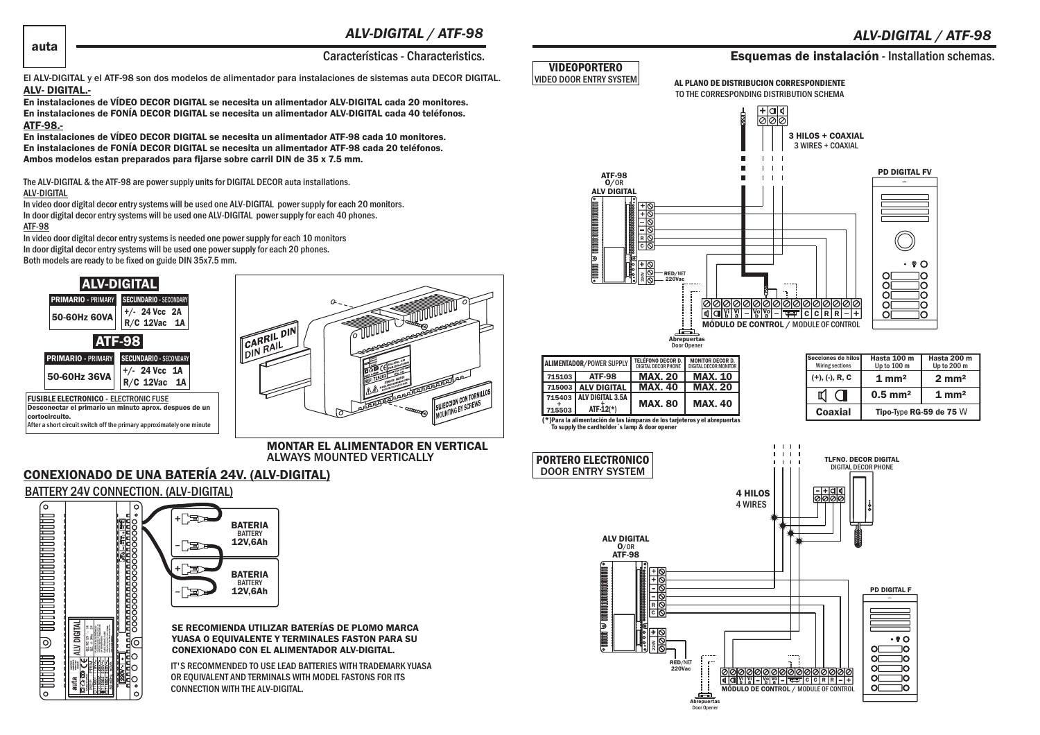# ALV-DIGITAL / ATF-98

## Características - Characteristics.

El ALV-DIGITAL y el ATF-98 son dos modelos de alimentador para instalaciones de sistemas auta DECOR DIGITAL.

**ALV- DIGITAL.-**

**En instalaciones de VÍDEO DECOR DIGITAL se necesita un alimentador ALV-DIGITAL cada 20 monitores.**
**En instalaciones de FONÍA DECOR DIGITAL se necesita un alimentador ALV-DIGITAL cada 40 teléfonos.**

**ATF-98.-**

**En instalaciones de VÍDEO DECOR DIGITAL se necesita un alimentador ATF-98 cada 10 monitores.**
**En instalaciones de FONÍA DECOR DIGITAL se necesita un alimentador ATF-98 cada 20 teléfonos.**
**Ambos modelos estan preparados para fijarse sobre carril DIN de 35 x 7.5 mm.**

The ALV-DIGITAL & the ATF-98 are power supply units for DIGITAL DECOR auta installations.

ALV-DIGITAL

In video door digital decor entry systems will be used one ALV-DIGITAL power supply for each 20 monitors.
In door digital decor entry systems will be used one ALV-DIGITAL power supply for each 40 phones.

ATF-98

In video door digital decor entry systems is needed one power supply for each 10 monitors
In door digital decor entry systems will be used one power supply for each 20 phones.
Both models are ready to be fixed on guide DIN 35x7.5 mm.

**ALV-DIGITAL**

| PRIMARIO - PRIMARY | SECUNDARIO - SECONDARY |
|---|---|
| 50-60Hz 60VA | +/- 24 Vcc 2A<br>R/C 12Vac 1A |

**ATF-98**

| PRIMARIO - PRIMARY | SECUNDARIO - SECONDARY |
|---|---|
| 50-60Hz 36VA | +/- 24 Vcc 1A<br>R/C 12Vac 1A |

**FUSIBLE ELECTRONICO** - ELECTRONIC FUSE
**Desconectar el primario un minuto aprox. despues de un cortocircuito.**
After a short circuit switch off the primary approximately one minute

CARRIL DIN
DIN RAIL

SUJECCION CON TORNILLOS
MOUNTING BY SCREWS

**MONTAR EL ALIMENTADOR EN VERTICAL**
ALWAYS MOUNTED VERTICALLY

## CONEXIONADO DE UNA BATERÍA 24V. (ALV-DIGITAL)

## BATTERY 24V CONNECTION. (ALV-DIGITAL)

**BATERIA** BATTERY 12V,6Ah

**BATERIA** BATTERY 12V,6Ah

**SE RECOMIENDA UTILIZAR BATERÍAS DE PLOMO MARCA YUASA O EQUIVALENTE Y TERMINALES FASTON PARA SU CONEXIONADO CON EL ALIMENTADOR ALV-DIGITAL.**

IT'S RECOMMENDED TO USE LEAD BATTERIES WITH TRADEMARK YUASA OR EQUIVALENT AND TERMINALS WITH MODEL FASTONS FOR ITS CONNECTION WITH THE ALV-DIGITAL.

## Esquemas de instalación - Installation schemas.

### VIDEOPORTERO
VIDEO DOOR ENTRY SYSTEM

AL PLANO DE DISTRIBUCION CORRESPONDIENTE
TO THE CORRESPONDING DISTRIBUTION SCHEMA

3 HILOS + COAXIAL
3 WIRES + COAXIAL

ATF-98 O/OR ALV DIGITAL

PD DIGITAL FV

RED/NET 220Vac

MÓDULO DE CONTROL / MODULE OF CONTROL

Abrepuertas
Door Opener

| ALIMENTADOR/POWER SUPPLY | | TELÉFONO DECOR D. DIGITAL DECOR PHONE | MONITOR DECOR D. DIGITAL DECOR MONITOR |
|---|---|---|---|
| 715103 | ATF-98 | MAX. 20 | MAX. 10 |
| 715003 | ALV DIGITAL | MAX. 40 | MAX. 20 |
| 715403 + 715503 | ALV DIGITAL 3.5A + ATF-12(*) | MAX. 80 | MAX. 40 |

(*)Para la alimentación de las lámparas de los tarjeteros y el abrepuertas
To supply the cardholder´s lamp & door opener

| Secciones de hilos Wiring sections | Hasta 100 m Up to 100 m | Hasta 200 m Up to 200 m |
|---|---|---|
| (+), (-), R, C | 1 mm² | 2 mm² |
| (audio) | 0.5 mm² | 1 mm² |
| Coaxial | Tipo-Type RG-59 de 75 W | |

### PORTERO ELECTRONICO
DOOR ENTRY SYSTEM

TLFNO. DECOR DIGITAL
DIGITAL DECOR PHONE

4 HILOS
4 WIRES

ALV DIGITAL O/OR ATF-98

PD DIGITAL F

RED/NET 220Vac

MÓDULO DE CONTROL / MODULE OF CONTROL

Abrepuertas
Door Opener